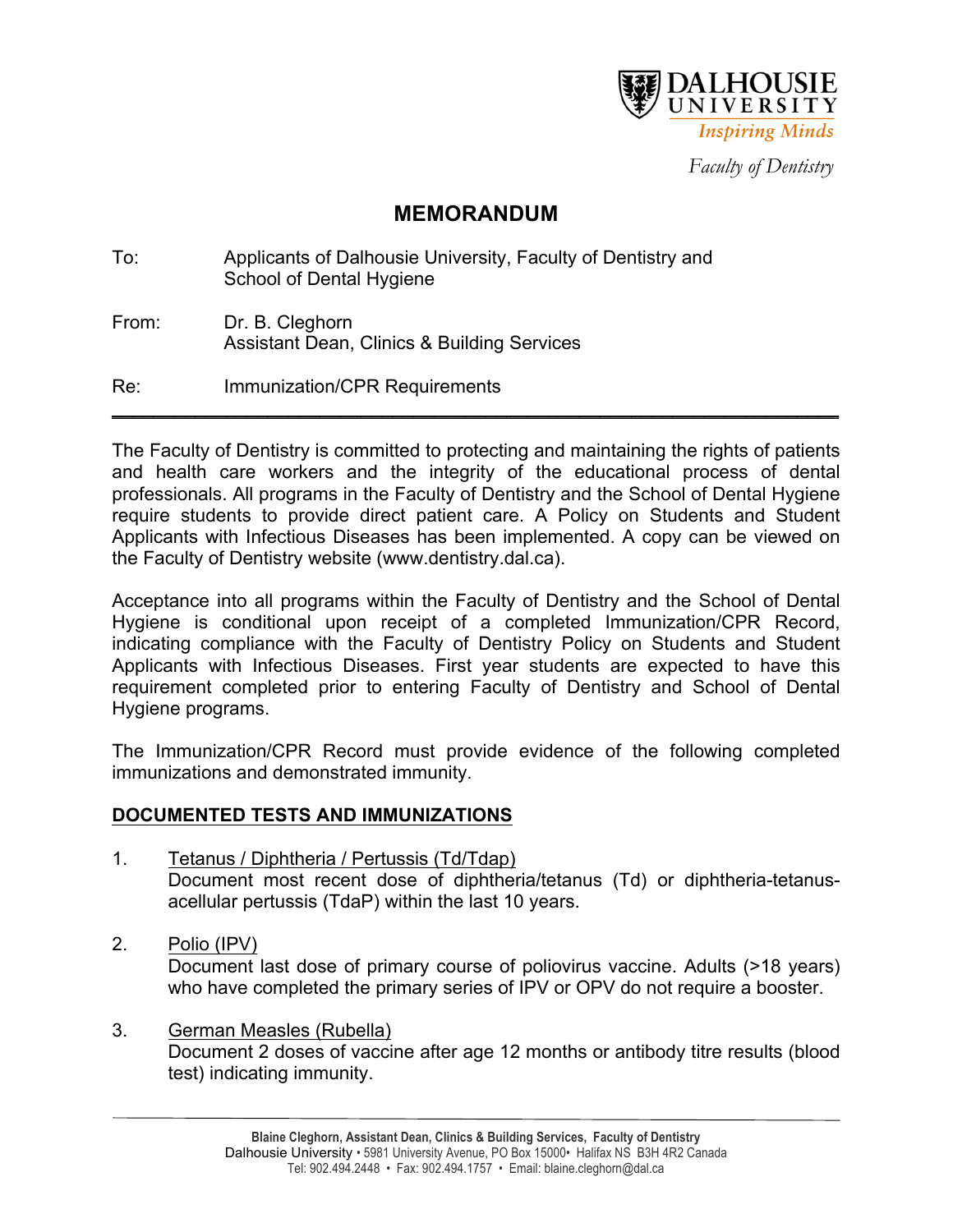Dalhousie University
*Inspiring Minds*

*Faculty of Dentistry*

# MEMORANDUM

To: Applicants of Dalhousie University, Faculty of Dentistry and School of Dental Hygiene

From: Dr. B. Cleghorn
Assistant Dean, Clinics & Building Services

Re: Immunization/CPR Requirements

---

The Faculty of Dentistry is committed to protecting and maintaining the rights of patients and health care workers and the integrity of the educational process of dental professionals. All programs in the Faculty of Dentistry and the School of Dental Hygiene require students to provide direct patient care. A Policy on Students and Student Applicants with Infectious Diseases has been implemented. A copy can be viewed on the Faculty of Dentistry website (www.dentistry.dal.ca).

Acceptance into all programs within the Faculty of Dentistry and the School of Dental Hygiene is conditional upon receipt of a completed Immunization/CPR Record, indicating compliance with the Faculty of Dentistry Policy on Students and Student Applicants with Infectious Diseases. First year students are expected to have this requirement completed prior to entering Faculty of Dentistry and School of Dental Hygiene programs.

The Immunization/CPR Record must provide evidence of the following completed immunizations and demonstrated immunity.

## DOCUMENTED TESTS AND IMMUNIZATIONS

1. Tetanus / Diphtheria / Pertussis (Td/Tdap)
   Document most recent dose of diphtheria/tetanus (Td) or diphtheria-tetanus-acellular pertussis (TdaP) within the last 10 years.

2. Polio (IPV)
   Document last dose of primary course of poliovirus vaccine. Adults (>18 years) who have completed the primary series of IPV or OPV do not require a booster.

3. German Measles (Rubella)
   Document 2 doses of vaccine after age 12 months or antibody titre results (blood test) indicating immunity.

---

**Blaine Cleghorn, Assistant Dean, Clinics & Building Services, Faculty of Dentistry**
Dalhousie University • 5981 University Avenue, PO Box 15000• Halifax NS B3H 4R2 Canada
Tel: 902.494.2448 • Fax: 902.494.1757 • Email: blaine.cleghorn@dal.ca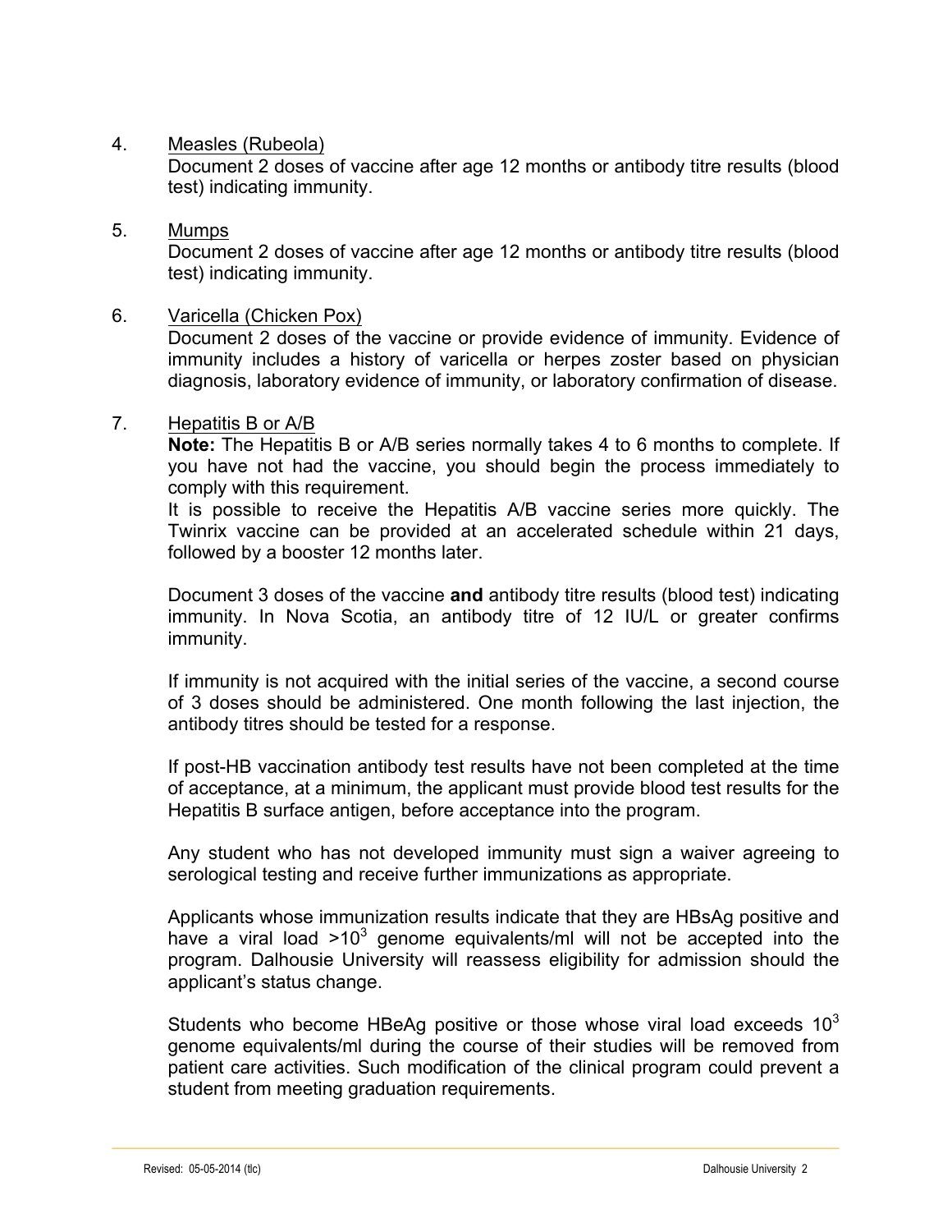4. <u>Measles (Rubeola)</u>

   Document 2 doses of vaccine after age 12 months or antibody titre results (blood test) indicating immunity.

5. <u>Mumps</u>

   Document 2 doses of vaccine after age 12 months or antibody titre results (blood test) indicating immunity.

6. <u>Varicella (Chicken Pox)</u>

   Document 2 doses of the vaccine or provide evidence of immunity. Evidence of immunity includes a history of varicella or herpes zoster based on physician diagnosis, laboratory evidence of immunity, or laboratory confirmation of disease.

7. <u>Hepatitis B or A/B</u>

   **Note:** The Hepatitis B or A/B series normally takes 4 to 6 months to complete. If you have not had the vaccine, you should begin the process immediately to comply with this requirement.

   It is possible to receive the Hepatitis A/B vaccine series more quickly. The Twinrix vaccine can be provided at an accelerated schedule within 21 days, followed by a booster 12 months later.

   Document 3 doses of the vaccine **and** antibody titre results (blood test) indicating immunity. In Nova Scotia, an antibody titre of 12 IU/L or greater confirms immunity.

   If immunity is not acquired with the initial series of the vaccine, a second course of 3 doses should be administered. One month following the last injection, the antibody titres should be tested for a response.

   If post-HB vaccination antibody test results have not been completed at the time of acceptance, at a minimum, the applicant must provide blood test results for the Hepatitis B surface antigen, before acceptance into the program.

   Any student who has not developed immunity must sign a waiver agreeing to serological testing and receive further immunizations as appropriate.

   Applicants whose immunization results indicate that they are HBsAg positive and have a viral load $>10^3$ genome equivalents/ml will not be accepted into the program. Dalhousie University will reassess eligibility for admission should the applicant's status change.

   Students who become HBeAg positive or those whose viral load exceeds $10^3$ genome equivalents/ml during the course of their studies will be removed from patient care activities. Such modification of the clinical program could prevent a student from meeting graduation requirements.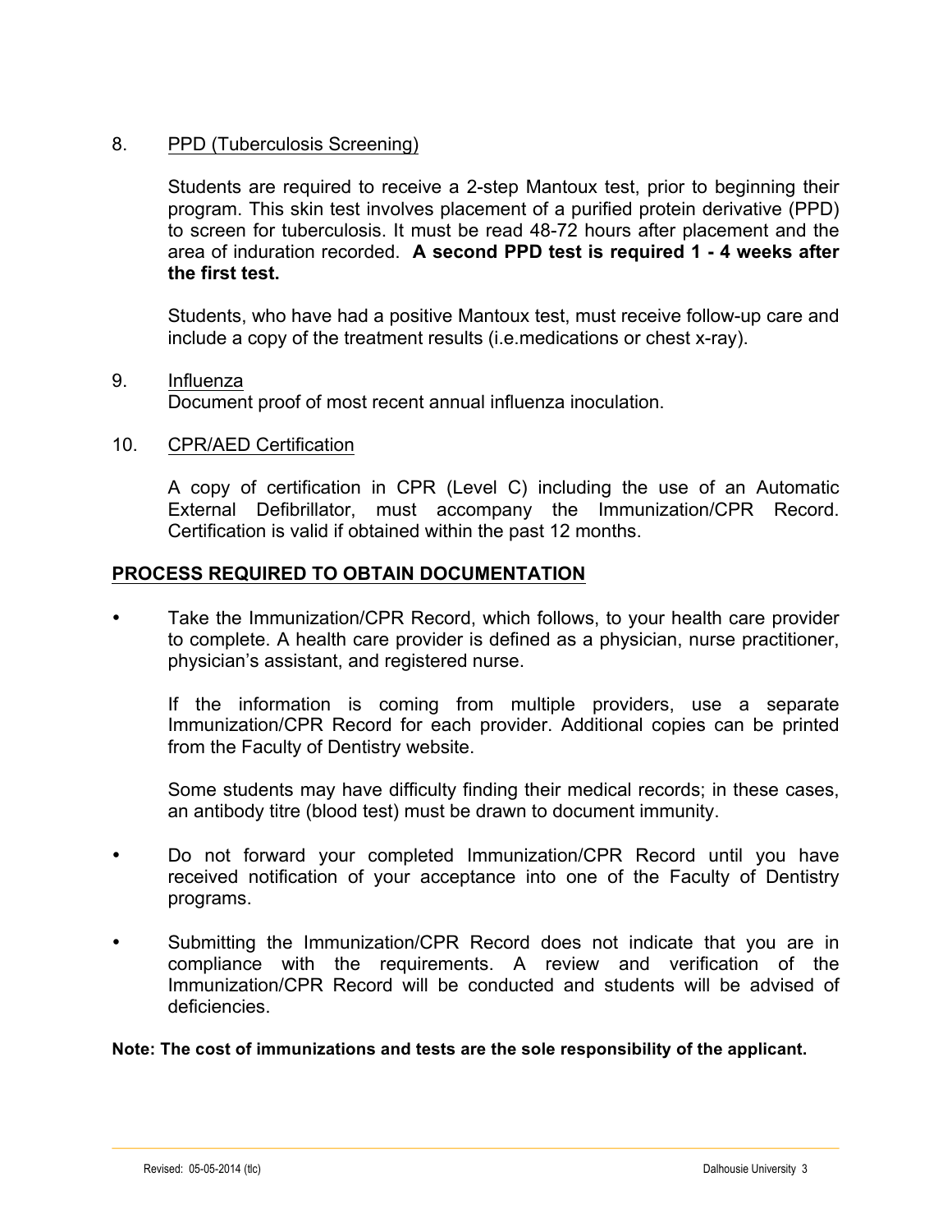8. PPD (Tuberculosis Screening)

   Students are required to receive a 2-step Mantoux test, prior to beginning their program. This skin test involves placement of a purified protein derivative (PPD) to screen for tuberculosis. It must be read 48-72 hours after placement and the area of induration recorded. **A second PPD test is required 1 - 4 weeks after the first test.**

   Students, who have had a positive Mantoux test, must receive follow-up care and include a copy of the treatment results (i.e.medications or chest x-ray).

9. Influenza

   Document proof of most recent annual influenza inoculation.

10. CPR/AED Certification

    A copy of certification in CPR (Level C) including the use of an Automatic External Defibrillator, must accompany the Immunization/CPR Record. Certification is valid if obtained within the past 12 months.

## PROCESS REQUIRED TO OBTAIN DOCUMENTATION

- Take the Immunization/CPR Record, which follows, to your health care provider to complete. A health care provider is defined as a physician, nurse practitioner, physician's assistant, and registered nurse.

  If the information is coming from multiple providers, use a separate Immunization/CPR Record for each provider. Additional copies can be printed from the Faculty of Dentistry website.

  Some students may have difficulty finding their medical records; in these cases, an antibody titre (blood test) must be drawn to document immunity.

- Do not forward your completed Immunization/CPR Record until you have received notification of your acceptance into one of the Faculty of Dentistry programs.

- Submitting the Immunization/CPR Record does not indicate that you are in compliance with the requirements. A review and verification of the Immunization/CPR Record will be conducted and students will be advised of deficiencies.

**Note: The cost of immunizations and tests are the sole responsibility of the applicant.**

Revised: 05-05-2014 (tlc)